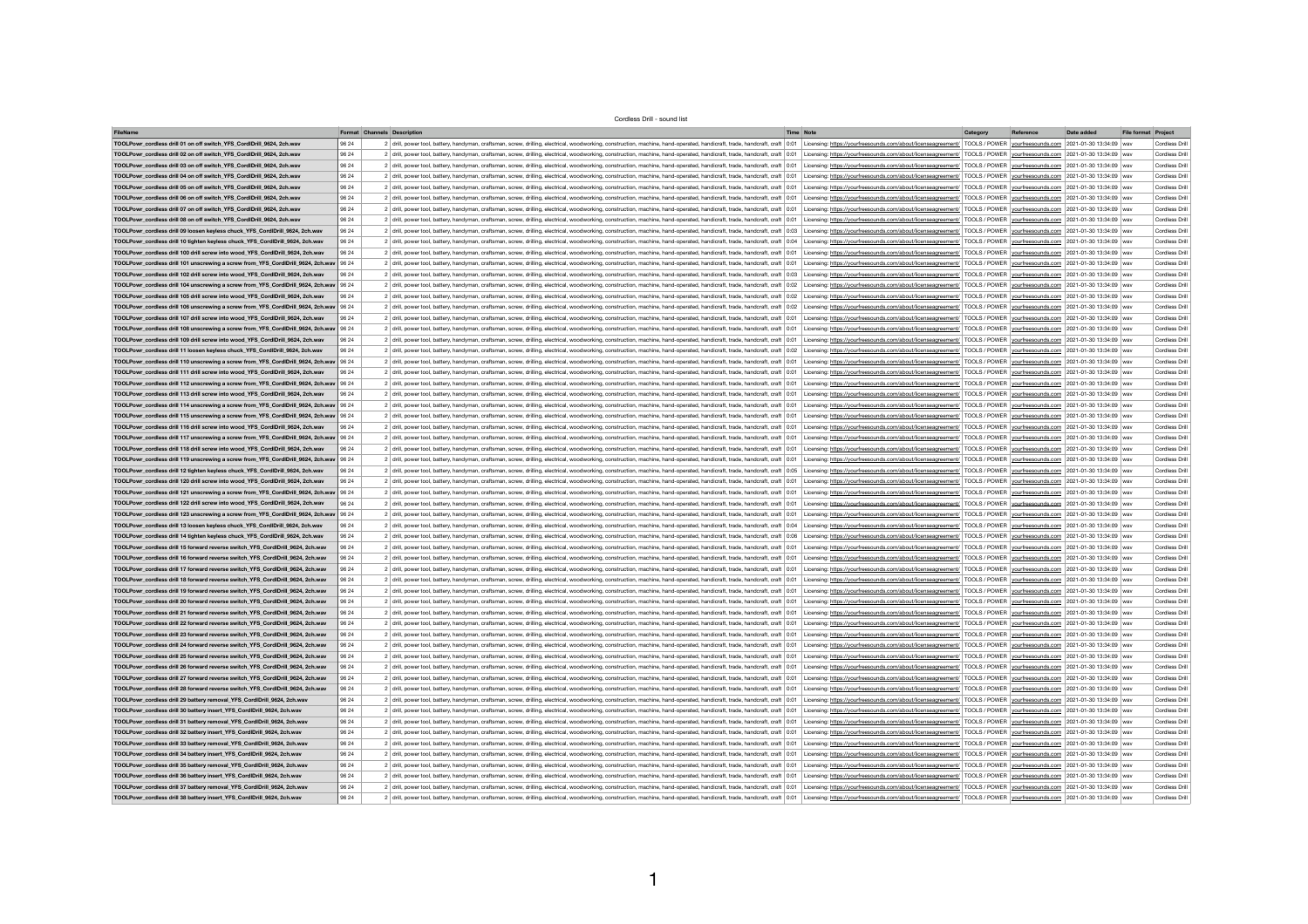# Cordless Drill - sound list

| FileName | Format | Channels | Description | Time | Note | Category | Reference | Date added | File format | Project |
|---|---|---|---|---|---|---|---|---|---|---|
| TOOLPowr_cordless drill 01 on off switch_YFS_CordlDrill_9624, 2ch.wav | 96 24 | 2 | drill, power tool, battery, handyman, craftsman, screw, drilling, electrical, woodworking, construction, machine, hand-operated, handicraft, trade, handcraft, craft | 0:01 | Licensing: https://yourfreesounds.com/about/licenseagreement/ | TOOLS / POWER | yourfreesounds.com | 2021-01-30 13:34:09 | wav | Cordless Drill |
| TOOLPowr_cordless drill 02 on off switch_YFS_CordlDrill_9624, 2ch.wav | 96 24 | 2 | drill, power tool, battery, handyman, craftsman, screw, drilling, electrical, woodworking, construction, machine, hand-operated, handicraft, trade, handcraft, craft | 0:01 | Licensing: https://yourfreesounds.com/about/licenseagreement/ | TOOLS / POWER | yourfreesounds.com | 2021-01-30 13:34:09 | wav | Cordless Drill |
| TOOLPowr_cordless drill 03 on off switch_YFS_CordlDrill_9624, 2ch.wav | 96 24 | 2 | drill, power tool, battery, handyman, craftsman, screw, drilling, electrical, woodworking, construction, machine, hand-operated, handicraft, trade, handcraft, craft | 0:01 | Licensing: https://yourfreesounds.com/about/licenseagreement/ | TOOLS / POWER | yourfreesounds.com | 2021-01-30 13:34:09 | wav | Cordless Drill |
| TOOLPowr_cordless drill 04 on off switch_YFS_CordlDrill_9624, 2ch.wav | 96 24 | 2 | drill, power tool, battery, handyman, craftsman, screw, drilling, electrical, woodworking, construction, machine, hand-operated, handicraft, trade, handcraft, craft | 0:01 | Licensing: https://yourfreesounds.com/about/licenseagreement/ | TOOLS / POWER | yourfreesounds.com | 2021-01-30 13:34:09 | wav | Cordless Drill |
| TOOLPowr_cordless drill 05 on off switch_YFS_CordlDrill_9624, 2ch.wav | 96 24 | 2 | drill, power tool, battery, handyman, craftsman, screw, drilling, electrical, woodworking, construction, machine, hand-operated, handicraft, trade, handcraft, craft | 0:01 | Licensing: https://yourfreesounds.com/about/licenseagreement/ | TOOLS / POWER | yourfreesounds.com | 2021-01-30 13:34:09 | wav | Cordless Drill |
| TOOLPowr_cordless drill 06 on off switch_YFS_CordlDrill_9624, 2ch.wav | 96 24 | 2 | drill, power tool, battery, handyman, craftsman, screw, drilling, electrical, woodworking, construction, machine, hand-operated, handicraft, trade, handcraft, craft | 0:01 | Licensing: https://yourfreesounds.com/about/licenseagreement/ | TOOLS / POWER | yourfreesounds.com | 2021-01-30 13:34:09 | wav | Cordless Drill |
| TOOLPowr_cordless drill 07 on off switch_YFS_CordlDrill_9624, 2ch.wav | 96 24 | 2 | drill, power tool, battery, handyman, craftsman, screw, drilling, electrical, woodworking, construction, machine, hand-operated, handicraft, trade, handcraft, craft | 0:01 | Licensing: https://yourfreesounds.com/about/licenseagreement/ | TOOLS / POWER | yourfreesounds.com | 2021-01-30 13:34:09 | wav | Cordless Drill |
| TOOLPowr_cordless drill 08 on off switch_YFS_CordlDrill_9624, 2ch.wav | 96 24 | 2 | drill, power tool, battery, handyman, craftsman, screw, drilling, electrical, woodworking, construction, machine, hand-operated, handicraft, trade, handcraft, craft | 0:01 | Licensing: https://yourfreesounds.com/about/licenseagreement/ | TOOLS / POWER | yourfreesounds.com | 2021-01-30 13:34:09 | wav | Cordless Drill |
| TOOLPowr_cordless drill 09 loosen keyless chuck_YFS_CordlDrill_9624, 2ch.wav | 96 24 | 2 | drill, power tool, battery, handyman, craftsman, screw, drilling, electrical, woodworking, construction, machine, hand-operated, handicraft, trade, handcraft, craft | 0:03 | Licensing: https://yourfreesounds.com/about/licenseagreement/ | TOOLS / POWER | yourfreesounds.com | 2021-01-30 13:34:09 | wav | Cordless Drill |
| TOOLPowr_cordless drill 10 tighten keyless chuck_YFS_CordlDrill_9624, 2ch.wav | 96 24 | 2 | drill, power tool, battery, handyman, craftsman, screw, drilling, electrical, woodworking, construction, machine, hand-operated, handicraft, trade, handcraft, craft | 0:04 | Licensing: https://yourfreesounds.com/about/licenseagreement/ | TOOLS / POWER | yourfreesounds.com | 2021-01-30 13:34:09 | wav | Cordless Drill |
| TOOLPowr_cordless drill 100 drill screw into wood_YFS_CordlDrill_9624, 2ch.wav | 96 24 | 2 | drill, power tool, battery, handyman, craftsman, screw, drilling, electrical, woodworking, construction, machine, hand-operated, handicraft, trade, handcraft, craft | 0:01 | Licensing: https://yourfreesounds.com/about/licenseagreement/ | TOOLS / POWER | yourfreesounds.com | 2021-01-30 13:34:09 | wav | Cordless Drill |
| TOOLPowr_cordless drill 101 unscrewing a screw from_YFS_CordlDrill_9624, 2ch.wav | 96 24 | 2 | drill, power tool, battery, handyman, craftsman, screw, drilling, electrical, woodworking, construction, machine, hand-operated, handicraft, trade, handcraft, craft | 0:01 | Licensing: https://yourfreesounds.com/about/licenseagreement/ | TOOLS / POWER | yourfreesounds.com | 2021-01-30 13:34:09 | wav | Cordless Drill |
| TOOLPowr_cordless drill 102 drill screw into wood_YFS_CordlDrill_9624, 2ch.wav | 96 24 | 2 | drill, power tool, battery, handyman, craftsman, screw, drilling, electrical, woodworking, construction, machine, hand-operated, handicraft, trade, handcraft, craft | 0:03 | Licensing: https://yourfreesounds.com/about/licenseagreement/ | TOOLS / POWER | yourfreesounds.com | 2021-01-30 13:34:09 | wav | Cordless Drill |
| TOOLPowr_cordless drill 104 unscrewing a screw from_YFS_CordlDrill_9624, 2ch.wav | 96 24 | 2 | drill, power tool, battery, handyman, craftsman, screw, drilling, electrical, woodworking, construction, machine, hand-operated, handicraft, trade, handcraft, craft | 0:02 | Licensing: https://yourfreesounds.com/about/licenseagreement/ | TOOLS / POWER | yourfreesounds.com | 2021-01-30 13:34:09 | wav | Cordless Drill |
| TOOLPowr_cordless drill 105 drill screw into wood_YFS_CordlDrill_9624, 2ch.wav | 96 24 | 2 | drill, power tool, battery, handyman, craftsman, screw, drilling, electrical, woodworking, construction, machine, hand-operated, handicraft, trade, handcraft, craft | 0:02 | Licensing: https://yourfreesounds.com/about/licenseagreement/ | TOOLS / POWER | yourfreesounds.com | 2021-01-30 13:34:09 | wav | Cordless Drill |
| TOOLPowr_cordless drill 106 unscrewing a screw from_YFS_CordlDrill_9624, 2ch.wav | 96 24 | 2 | drill, power tool, battery, handyman, craftsman, screw, drilling, electrical, woodworking, construction, machine, hand-operated, handicraft, trade, handcraft, craft | 0:02 | Licensing: https://yourfreesounds.com/about/licenseagreement/ | TOOLS / POWER | yourfreesounds.com | 2021-01-30 13:34:09 | wav | Cordless Drill |
| TOOLPowr_cordless drill 107 drill screw into wood_YFS_CordlDrill_9624, 2ch.wav | 96 24 | 2 | drill, power tool, battery, handyman, craftsman, screw, drilling, electrical, woodworking, construction, machine, hand-operated, handicraft, trade, handcraft, craft | 0:01 | Licensing: https://yourfreesounds.com/about/licenseagreement/ | TOOLS / POWER | yourfreesounds.com | 2021-01-30 13:34:09 | wav | Cordless Drill |
| TOOLPowr_cordless drill 108 unscrewing a screw from_YFS_CordlDrill_9624, 2ch.wav | 96 24 | 2 | drill, power tool, battery, handyman, craftsman, screw, drilling, electrical, woodworking, construction, machine, hand-operated, handicraft, trade, handcraft, craft | 0:01 | Licensing: https://yourfreesounds.com/about/licenseagreement/ | TOOLS / POWER | yourfreesounds.com | 2021-01-30 13:34:09 | wav | Cordless Drill |
| TOOLPowr_cordless drill 109 drill screw into wood_YFS_CordlDrill_9624, 2ch.wav | 96 24 | 2 | drill, power tool, battery, handyman, craftsman, screw, drilling, electrical, woodworking, construction, machine, hand-operated, handicraft, trade, handcraft, craft | 0:01 | Licensing: https://yourfreesounds.com/about/licenseagreement/ | TOOLS / POWER | yourfreesounds.com | 2021-01-30 13:34:09 | wav | Cordless Drill |
| TOOLPowr_cordless drill 11 loosen keyless chuck_YFS_CordlDrill_9624, 2ch.wav | 96 24 | 2 | drill, power tool, battery, handyman, craftsman, screw, drilling, electrical, woodworking, construction, machine, hand-operated, handicraft, trade, handcraft, craft | 0:02 | Licensing: https://yourfreesounds.com/about/licenseagreement/ | TOOLS / POWER | yourfreesounds.com | 2021-01-30 13:34:09 | wav | Cordless Drill |
| TOOLPowr_cordless drill 110 unscrewing a screw from_YFS_CordlDrill_9624, 2ch.wav | 96 24 | 2 | drill, power tool, battery, handyman, craftsman, screw, drilling, electrical, woodworking, construction, machine, hand-operated, handicraft, trade, handcraft, craft | 0:01 | Licensing: https://yourfreesounds.com/about/licenseagreement/ | TOOLS / POWER | yourfreesounds.com | 2021-01-30 13:34:09 | wav | Cordless Drill |
| TOOLPowr_cordless drill 111 drill screw into wood_YFS_CordlDrill_9624, 2ch.wav | 96 24 | 2 | drill, power tool, battery, handyman, craftsman, screw, drilling, electrical, woodworking, construction, machine, hand-operated, handicraft, trade, handcraft, craft | 0:01 | Licensing: https://yourfreesounds.com/about/licenseagreement/ | TOOLS / POWER | yourfreesounds.com | 2021-01-30 13:34:09 | wav | Cordless Drill |
| TOOLPowr_cordless drill 112 unscrewing a screw from_YFS_CordlDrill_9624, 2ch.wav | 96 24 | 2 | drill, power tool, battery, handyman, craftsman, screw, drilling, electrical, woodworking, construction, machine, hand-operated, handicraft, trade, handcraft, craft | 0:01 | Licensing: https://yourfreesounds.com/about/licenseagreement/ | TOOLS / POWER | yourfreesounds.com | 2021-01-30 13:34:09 | wav | Cordless Drill |
| TOOLPowr_cordless drill 113 drill screw into wood_YFS_CordlDrill_9624, 2ch.wav | 96 24 | 2 | drill, power tool, battery, handyman, craftsman, screw, drilling, electrical, woodworking, construction, machine, hand-operated, handicraft, trade, handcraft, craft | 0:01 | Licensing: https://yourfreesounds.com/about/licenseagreement/ | TOOLS / POWER | yourfreesounds.com | 2021-01-30 13:34:09 | wav | Cordless Drill |
| TOOLPowr_cordless drill 114 unscrewing a screw from_YFS_CordlDrill_9624, 2ch.wav | 96 24 | 2 | drill, power tool, battery, handyman, craftsman, screw, drilling, electrical, woodworking, construction, machine, hand-operated, handicraft, trade, handcraft, craft | 0:01 | Licensing: https://yourfreesounds.com/about/licenseagreement/ | TOOLS / POWER | yourfreesounds.com | 2021-01-30 13:34:09 | wav | Cordless Drill |
| TOOLPowr_cordless drill 115 unscrewing a screw from_YFS_CordlDrill_9624, 2ch.wav | 96 24 | 2 | drill, power tool, battery, handyman, craftsman, screw, drilling, electrical, woodworking, construction, machine, hand-operated, handicraft, trade, handcraft, craft | 0:01 | Licensing: https://yourfreesounds.com/about/licenseagreement/ | TOOLS / POWER | yourfreesounds.com | 2021-01-30 13:34:09 | wav | Cordless Drill |
| TOOLPowr_cordless drill 116 drill screw into wood_YFS_CordlDrill_9624, 2ch.wav | 96 24 | 2 | drill, power tool, battery, handyman, craftsman, screw, drilling, electrical, woodworking, construction, machine, hand-operated, handicraft, trade, handcraft, craft | 0:01 | Licensing: https://yourfreesounds.com/about/licenseagreement/ | TOOLS / POWER | yourfreesounds.com | 2021-01-30 13:34:09 | wav | Cordless Drill |
| TOOLPowr_cordless drill 117 unscrewing a screw from_YFS_CordlDrill_9624, 2ch.wav | 96 24 | 2 | drill, power tool, battery, handyman, craftsman, screw, drilling, electrical, woodworking, construction, machine, hand-operated, handicraft, trade, handcraft, craft | 0:01 | Licensing: https://yourfreesounds.com/about/licenseagreement/ | TOOLS / POWER | yourfreesounds.com | 2021-01-30 13:34:09 | wav | Cordless Drill |
| TOOLPowr_cordless drill 118 drill screw into wood_YFS_CordlDrill_9624, 2ch.wav | 96 24 | 2 | drill, power tool, battery, handyman, craftsman, screw, drilling, electrical, woodworking, construction, machine, hand-operated, handicraft, trade, handcraft, craft | 0:01 | Licensing: https://yourfreesounds.com/about/licenseagreement/ | TOOLS / POWER | yourfreesounds.com | 2021-01-30 13:34:09 | wav | Cordless Drill |
| TOOLPowr_cordless drill 119 unscrewing a screw from_YFS_CordlDrill_9624, 2ch.wav | 96 24 | 2 | drill, power tool, battery, handyman, craftsman, screw, drilling, electrical, woodworking, construction, machine, hand-operated, handicraft, trade, handcraft, craft | 0:01 | Licensing: https://yourfreesounds.com/about/licenseagreement/ | TOOLS / POWER | yourfreesounds.com | 2021-01-30 13:34:09 | wav | Cordless Drill |
| TOOLPowr_cordless drill 12 tighten keyless chuck_YFS_CordlDrill_9624, 2ch.wav | 96 24 | 2 | drill, power tool, battery, handyman, craftsman, screw, drilling, electrical, woodworking, construction, machine, hand-operated, handicraft, trade, handcraft, craft | 0:05 | Licensing: https://yourfreesounds.com/about/licenseagreement/ | TOOLS / POWER | yourfreesounds.com | 2021-01-30 13:34:09 | wav | Cordless Drill |
| TOOLPowr_cordless drill 120 drill screw into wood_YFS_CordlDrill_9624, 2ch.wav | 96 24 | 2 | drill, power tool, battery, handyman, craftsman, screw, drilling, electrical, woodworking, construction, machine, hand-operated, handicraft, trade, handcraft, craft | 0:01 | Licensing: https://yourfreesounds.com/about/licenseagreement/ | TOOLS / POWER | yourfreesounds.com | 2021-01-30 13:34:09 | wav | Cordless Drill |
| TOOLPowr_cordless drill 121 unscrewing a screw from_YFS_CordlDrill_9624, 2ch.wav | 96 24 | 2 | drill, power tool, battery, handyman, craftsman, screw, drilling, electrical, woodworking, construction, machine, hand-operated, handicraft, trade, handcraft, craft | 0:01 | Licensing: https://yourfreesounds.com/about/licenseagreement/ | TOOLS / POWER | yourfreesounds.com | 2021-01-30 13:34:09 | wav | Cordless Drill |
| TOOLPowr_cordless drill 122 drill screw into wood_YFS_CordlDrill_9624, 2ch.wav | 96 24 | 2 | drill, power tool, battery, handyman, craftsman, screw, drilling, electrical, woodworking, construction, machine, hand-operated, handicraft, trade, handcraft, craft | 0:01 | Licensing: https://yourfreesounds.com/about/licenseagreement/ | TOOLS / POWER | yourfreesounds.com | 2021-01-30 13:34:09 | wav | Cordless Drill |
| TOOLPowr_cordless drill 123 unscrewing a screw from_YFS_CordlDrill_9624, 2ch.wav | 96 24 | 2 | drill, power tool, battery, handyman, craftsman, screw, drilling, electrical, woodworking, construction, machine, hand-operated, handicraft, trade, handcraft, craft | 0:01 | Licensing: https://yourfreesounds.com/about/licenseagreement/ | TOOLS / POWER | yourfreesounds.com | 2021-01-30 13:34:09 | wav | Cordless Drill |
| TOOLPowr_cordless drill 13 loosen keyless chuck_YFS_CordlDrill_9624, 2ch.wav | 96 24 | 2 | drill, power tool, battery, handyman, craftsman, screw, drilling, electrical, woodworking, construction, machine, hand-operated, handicraft, trade, handcraft, craft | 0:04 | Licensing: https://yourfreesounds.com/about/licenseagreement/ | TOOLS / POWER | yourfreesounds.com | 2021-01-30 13:34:09 | wav | Cordless Drill |
| TOOLPowr_cordless drill 14 tighten keyless chuck_YFS_CordlDrill_9624, 2ch.wav | 96 24 | 2 | drill, power tool, battery, handyman, craftsman, screw, drilling, electrical, woodworking, construction, machine, hand-operated, handicraft, trade, handcraft, craft | 0:06 | Licensing: https://yourfreesounds.com/about/licenseagreement/ | TOOLS / POWER | yourfreesounds.com | 2021-01-30 13:34:09 | wav | Cordless Drill |
| TOOLPowr_cordless drill 15 forward reverse switch_YFS_CordlDrill_9624, 2ch.wav | 96 24 | 2 | drill, power tool, battery, handyman, craftsman, screw, drilling, electrical, woodworking, construction, machine, hand-operated, handicraft, trade, handcraft, craft | 0:01 | Licensing: https://yourfreesounds.com/about/licenseagreement/ | TOOLS / POWER | yourfreesounds.com | 2021-01-30 13:34:09 | wav | Cordless Drill |
| TOOLPowr_cordless drill 16 forward reverse switch_YFS_CordlDrill_9624, 2ch.wav | 96 24 | 2 | drill, power tool, battery, handyman, craftsman, screw, drilling, electrical, woodworking, construction, machine, hand-operated, handicraft, trade, handcraft, craft | 0:01 | Licensing: https://yourfreesounds.com/about/licenseagreement/ | TOOLS / POWER | yourfreesounds.com | 2021-01-30 13:34:09 | wav | Cordless Drill |
| TOOLPowr_cordless drill 17 forward reverse switch_YFS_CordlDrill_9624, 2ch.wav | 96 24 | 2 | drill, power tool, battery, handyman, craftsman, screw, drilling, electrical, woodworking, construction, machine, hand-operated, handicraft, trade, handcraft, craft | 0:01 | Licensing: https://yourfreesounds.com/about/licenseagreement/ | TOOLS / POWER | yourfreesounds.com | 2021-01-30 13:34:09 | wav | Cordless Drill |
| TOOLPowr_cordless drill 18 forward reverse switch_YFS_CordlDrill_9624, 2ch.wav | 96 24 | 2 | drill, power tool, battery, handyman, craftsman, screw, drilling, electrical, woodworking, construction, machine, hand-operated, handicraft, trade, handcraft, craft | 0:01 | Licensing: https://yourfreesounds.com/about/licenseagreement/ | TOOLS / POWER | yourfreesounds.com | 2021-01-30 13:34:09 | wav | Cordless Drill |
| TOOLPowr_cordless drill 19 forward reverse switch_YFS_CordlDrill_9624, 2ch.wav | 96 24 | 2 | drill, power tool, battery, handyman, craftsman, screw, drilling, electrical, woodworking, construction, machine, hand-operated, handicraft, trade, handcraft, craft | 0:01 | Licensing: https://yourfreesounds.com/about/licenseagreement/ | TOOLS / POWER | yourfreesounds.com | 2021-01-30 13:34:09 | wav | Cordless Drill |
| TOOLPowr_cordless drill 20 forward reverse switch_YFS_CordlDrill_9624, 2ch.wav | 96 24 | 2 | drill, power tool, battery, handyman, craftsman, screw, drilling, electrical, woodworking, construction, machine, hand-operated, handicraft, trade, handcraft, craft | 0:01 | Licensing: https://yourfreesounds.com/about/licenseagreement/ | TOOLS / POWER | yourfreesounds.com | 2021-01-30 13:34:09 | wav | Cordless Drill |
| TOOLPowr_cordless drill 21 forward reverse switch_YFS_CordlDrill_9624, 2ch.wav | 96 24 | 2 | drill, power tool, battery, handyman, craftsman, screw, drilling, electrical, woodworking, construction, machine, hand-operated, handicraft, trade, handcraft, craft | 0:01 | Licensing: https://yourfreesounds.com/about/licenseagreement/ | TOOLS / POWER | yourfreesounds.com | 2021-01-30 13:34:09 | wav | Cordless Drill |
| TOOLPowr_cordless drill 22 forward reverse switch_YFS_CordlDrill_9624, 2ch.wav | 96 24 | 2 | drill, power tool, battery, handyman, craftsman, screw, drilling, electrical, woodworking, construction, machine, hand-operated, handicraft, trade, handcraft, craft | 0:01 | Licensing: https://yourfreesounds.com/about/licenseagreement/ | TOOLS / POWER | yourfreesounds.com | 2021-01-30 13:34:09 | wav | Cordless Drill |
| TOOLPowr_cordless drill 23 forward reverse switch_YFS_CordlDrill_9624, 2ch.wav | 96 24 | 2 | drill, power tool, battery, handyman, craftsman, screw, drilling, electrical, woodworking, construction, machine, hand-operated, handicraft, trade, handcraft, craft | 0:01 | Licensing: https://yourfreesounds.com/about/licenseagreement/ | TOOLS / POWER | yourfreesounds.com | 2021-01-30 13:34:09 | wav | Cordless Drill |
| TOOLPowr_cordless drill 24 forward reverse switch_YFS_CordlDrill_9624, 2ch.wav | 96 24 | 2 | drill, power tool, battery, handyman, craftsman, screw, drilling, electrical, woodworking, construction, machine, hand-operated, handicraft, trade, handcraft, craft | 0:01 | Licensing: https://yourfreesounds.com/about/licenseagreement/ | TOOLS / POWER | yourfreesounds.com | 2021-01-30 13:34:09 | wav | Cordless Drill |
| TOOLPowr_cordless drill 25 forward reverse switch_YFS_CordlDrill_9624, 2ch.wav | 96 24 | 2 | drill, power tool, battery, handyman, craftsman, screw, drilling, electrical, woodworking, construction, machine, hand-operated, handicraft, trade, handcraft, craft | 0:01 | Licensing: https://yourfreesounds.com/about/licenseagreement/ | TOOLS / POWER | yourfreesounds.com | 2021-01-30 13:34:09 | wav | Cordless Drill |
| TOOLPowr_cordless drill 26 forward reverse switch_YFS_CordlDrill_9624, 2ch.wav | 96 24 | 2 | drill, power tool, battery, handyman, craftsman, screw, drilling, electrical, woodworking, construction, machine, hand-operated, handicraft, trade, handcraft, craft | 0:01 | Licensing: https://yourfreesounds.com/about/licenseagreement/ | TOOLS / POWER | yourfreesounds.com | 2021-01-30 13:34:09 | wav | Cordless Drill |
| TOOLPowr_cordless drill 27 forward reverse switch_YFS_CordlDrill_9624, 2ch.wav | 96 24 | 2 | drill, power tool, battery, handyman, craftsman, screw, drilling, electrical, woodworking, construction, machine, hand-operated, handicraft, trade, handcraft, craft | 0:01 | Licensing: https://yourfreesounds.com/about/licenseagreement/ | TOOLS / POWER | yourfreesounds.com | 2021-01-30 13:34:09 | wav | Cordless Drill |
| TOOLPowr_cordless drill 28 forward reverse switch_YFS_CordlDrill_9624, 2ch.wav | 96 24 | 2 | drill, power tool, battery, handyman, craftsman, screw, drilling, electrical, woodworking, construction, machine, hand-operated, handicraft, trade, handcraft, craft | 0:01 | Licensing: https://yourfreesounds.com/about/licenseagreement/ | TOOLS / POWER | yourfreesounds.com | 2021-01-30 13:34:09 | wav | Cordless Drill |
| TOOLPowr_cordless drill 29 battery removal_YFS_CordlDrill_9624, 2ch.wav | 96 24 | 2 | drill, power tool, battery, handyman, craftsman, screw, drilling, electrical, woodworking, construction, machine, hand-operated, handicraft, trade, handcraft, craft | 0:01 | Licensing: https://yourfreesounds.com/about/licenseagreement/ | TOOLS / POWER | yourfreesounds.com | 2021-01-30 13:34:09 | wav | Cordless Drill |
| TOOLPowr_cordless drill 30 battery insert_YFS_CordlDrill_9624, 2ch.wav | 96 24 | 2 | drill, power tool, battery, handyman, craftsman, screw, drilling, electrical, woodworking, construction, machine, hand-operated, handicraft, trade, handcraft, craft | 0:01 | Licensing: https://yourfreesounds.com/about/licenseagreement/ | TOOLS / POWER | yourfreesounds.com | 2021-01-30 13:34:09 | wav | Cordless Drill |
| TOOLPowr_cordless drill 31 battery removal_YFS_CordlDrill_9624, 2ch.wav | 96 24 | 2 | drill, power tool, battery, handyman, craftsman, screw, drilling, electrical, woodworking, construction, machine, hand-operated, handicraft, trade, handcraft, craft | 0:01 | Licensing: https://yourfreesounds.com/about/licenseagreement/ | TOOLS / POWER | yourfreesounds.com | 2021-01-30 13:34:09 | wav | Cordless Drill |
| TOOLPowr_cordless drill 32 battery insert_YFS_CordlDrill_9624, 2ch.wav | 96 24 | 2 | drill, power tool, battery, handyman, craftsman, screw, drilling, electrical, woodworking, construction, machine, hand-operated, handicraft, trade, handcraft, craft | 0:01 | Licensing: https://yourfreesounds.com/about/licenseagreement/ | TOOLS / POWER | yourfreesounds.com | 2021-01-30 13:34:09 | wav | Cordless Drill |
| TOOLPowr_cordless drill 33 battery removal_YFS_CordlDrill_9624, 2ch.wav | 96 24 | 2 | drill, power tool, battery, handyman, craftsman, screw, drilling, electrical, woodworking, construction, machine, hand-operated, handicraft, trade, handcraft, craft | 0:01 | Licensing: https://yourfreesounds.com/about/licenseagreement/ | TOOLS / POWER | yourfreesounds.com | 2021-01-30 13:34:09 | wav | Cordless Drill |
| TOOLPowr_cordless drill 34 battery insert_YFS_CordlDrill_9624, 2ch.wav | 96 24 | 2 | drill, power tool, battery, handyman, craftsman, screw, drilling, electrical, woodworking, construction, machine, hand-operated, handicraft, trade, handcraft, craft | 0:01 | Licensing: https://yourfreesounds.com/about/licenseagreement/ | TOOLS / POWER | yourfreesounds.com | 2021-01-30 13:34:09 | wav | Cordless Drill |
| TOOLPowr_cordless drill 35 battery removal_YFS_CordlDrill_9624, 2ch.wav | 96 24 | 2 | drill, power tool, battery, handyman, craftsman, screw, drilling, electrical, woodworking, construction, machine, hand-operated, handicraft, trade, handcraft, craft | 0:01 | Licensing: https://yourfreesounds.com/about/licenseagreement/ | TOOLS / POWER | yourfreesounds.com | 2021-01-30 13:34:09 | wav | Cordless Drill |
| TOOLPowr_cordless drill 36 battery insert_YFS_CordlDrill_9624, 2ch.wav | 96 24 | 2 | drill, power tool, battery, handyman, craftsman, screw, drilling, electrical, woodworking, construction, machine, hand-operated, handicraft, trade, handcraft, craft | 0:01 | Licensing: https://yourfreesounds.com/about/licenseagreement/ | TOOLS / POWER | yourfreesounds.com | 2021-01-30 13:34:09 | wav | Cordless Drill |
| TOOLPowr_cordless drill 37 battery removal_YFS_CordlDrill_9624, 2ch.wav | 96 24 | 2 | drill, power tool, battery, handyman, craftsman, screw, drilling, electrical, woodworking, construction, machine, hand-operated, handicraft, trade, handcraft, craft | 0:01 | Licensing: https://yourfreesounds.com/about/licenseagreement/ | TOOLS / POWER | yourfreesounds.com | 2021-01-30 13:34:09 | wav | Cordless Drill |
| TOOLPowr_cordless drill 38 battery insert_YFS_CordlDrill_9624, 2ch.wav | 96 24 | 2 | drill, power tool, battery, handyman, craftsman, screw, drilling, electrical, woodworking, construction, machine, hand-operated, handicraft, trade, handcraft, craft | 0:01 | Licensing: https://yourfreesounds.com/about/licenseagreement/ | TOOLS / POWER | yourfreesounds.com | 2021-01-30 13:34:09 | wav | Cordless Drill |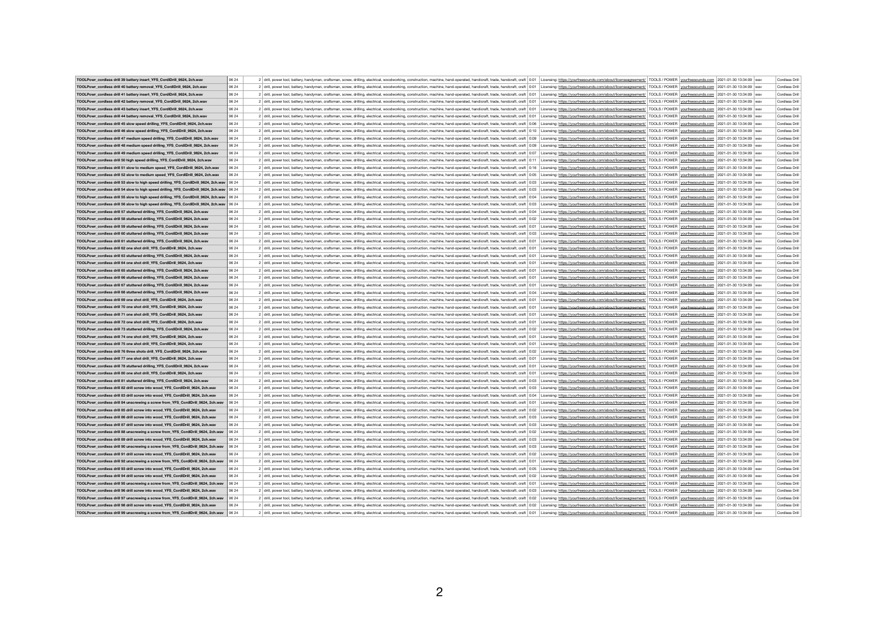| | | | | | | | | | | | |
|---|---|---|---|---|---|---|---|---|---|---|---|
| TOOLPowr_cordless drill 39 battery insert_YFS_CordlDrill_9624, 2ch.wav | 96 24 | 2 | drill, power tool, battery, handyman, craftsman, screw, drilling, electrical, woodworking, construction, machine, hand-operated, handicraft, trade, handcraft, craft | 0:01 | Licensing: https://yourfreesounds.com/about/licenseagreement/ | TOOLS / POWER | yourfreesounds.com | 2021-01-30 13:34:09 | wav | | Cordless Drill |
| TOOLPowr_cordless drill 40 battery removal_YFS_CordlDrill_9624, 2ch.wav | 96 24 | 2 | drill, power tool, battery, handyman, craftsman, screw, drilling, electrical, woodworking, construction, machine, hand-operated, handicraft, trade, handcraft, craft | 0:01 | Licensing: https://yourfreesounds.com/about/licenseagreement/ | TOOLS / POWER | yourfreesounds.com | 2021-01-30 13:34:09 | wav | | Cordless Drill |
| TOOLPowr_cordless drill 41 battery insert_YFS_CordlDrill_9624, 2ch.wav | 96 24 | 2 | drill, power tool, battery, handyman, craftsman, screw, drilling, electrical, woodworking, construction, machine, hand-operated, handicraft, trade, handcraft, craft | 0:01 | Licensing: https://yourfreesounds.com/about/licenseagreement/ | TOOLS / POWER | yourfreesounds.com | 2021-01-30 13:34:09 | wav | | Cordless Drill |
| TOOLPowr_cordless drill 42 battery removal_YFS_CordlDrill_9624, 2ch.wav | 96 24 | 2 | drill, power tool, battery, handyman, craftsman, screw, drilling, electrical, woodworking, construction, machine, hand-operated, handicraft, trade, handcraft, craft | 0:01 | Licensing: https://yourfreesounds.com/about/licenseagreement/ | TOOLS / POWER | yourfreesounds.com | 2021-01-30 13:34:09 | wav | | Cordless Drill |
| TOOLPowr_cordless drill 43 battery insert_YFS_CordlDrill_9624, 2ch.wav | 96 24 | 2 | drill, power tool, battery, handyman, craftsman, screw, drilling, electrical, woodworking, construction, machine, hand-operated, handicraft, trade, handcraft, craft | 0:01 | Licensing: https://yourfreesounds.com/about/licenseagreement/ | TOOLS / POWER | yourfreesounds.com | 2021-01-30 13:34:09 | wav | | Cordless Drill |
| TOOLPowr_cordless drill 44 battery removal_YFS_CordlDrill_9624, 2ch.wav | 96 24 | 2 | drill, power tool, battery, handyman, craftsman, screw, drilling, electrical, woodworking, construction, machine, hand-operated, handicraft, trade, handcraft, craft | 0:01 | Licensing: https://yourfreesounds.com/about/licenseagreement/ | TOOLS / POWER | yourfreesounds.com | 2021-01-30 13:34:09 | wav | | Cordless Drill |
| TOOLPowr_cordless drill 45 slow speed drilling_YFS_CordlDrill_9624, 2ch.wav | 96 24 | 2 | drill, power tool, battery, handyman, craftsman, screw, drilling, electrical, woodworking, construction, machine, hand-operated, handicraft, trade, handcraft, craft | 0:06 | Licensing: https://yourfreesounds.com/about/licenseagreement/ | TOOLS / POWER | yourfreesounds.com | 2021-01-30 13:34:09 | wav | | Cordless Drill |
| TOOLPowr_cordless drill 46 slow speed drilling_YFS_CordlDrill_9624, 2ch.wav | 96 24 | 2 | drill, power tool, battery, handyman, craftsman, screw, drilling, electrical, woodworking, construction, machine, hand-operated, handicraft, trade, handcraft, craft | 0:10 | Licensing: https://yourfreesounds.com/about/licenseagreement/ | TOOLS / POWER | yourfreesounds.com | 2021-01-30 13:34:09 | wav | | Cordless Drill |
| TOOLPowr_cordless drill 47 medium speed drilling_YFS_CordlDrill_9624, 2ch.wav | 96 24 | 2 | drill, power tool, battery, handyman, craftsman, screw, drilling, electrical, woodworking, construction, machine, hand-operated, handicraft, trade, handcraft, craft | 0:09 | Licensing: https://yourfreesounds.com/about/licenseagreement/ | TOOLS / POWER | yourfreesounds.com | 2021-01-30 13:34:09 | wav | | Cordless Drill |
| TOOLPowr_cordless drill 48 medium speed drilling_YFS_CordlDrill_9624, 2ch.wav | 96 24 | 2 | drill, power tool, battery, handyman, craftsman, screw, drilling, electrical, woodworking, construction, machine, hand-operated, handicraft, trade, handcraft, craft | 0:09 | Licensing: https://yourfreesounds.com/about/licenseagreement/ | TOOLS / POWER | yourfreesounds.com | 2021-01-30 13:34:09 | wav | | Cordless Drill |
| TOOLPowr_cordless drill 49 medium speed drilling_YFS_CordlDrill_9624, 2ch.wav | 96 24 | 2 | drill, power tool, battery, handyman, craftsman, screw, drilling, electrical, woodworking, construction, machine, hand-operated, handicraft, trade, handcraft, craft | 0:07 | Licensing: https://yourfreesounds.com/about/licenseagreement/ | TOOLS / POWER | yourfreesounds.com | 2021-01-30 13:34:09 | wav | | Cordless Drill |
| TOOLPowr_cordless drill 50 high speed drilling_YFS_CordlDrill_9624, 2ch.wav | 96 24 | 2 | drill, power tool, battery, handyman, craftsman, screw, drilling, electrical, woodworking, construction, machine, hand-operated, handicraft, trade, handcraft, craft | 0:11 | Licensing: https://yourfreesounds.com/about/licenseagreement/ | TOOLS / POWER | yourfreesounds.com | 2021-01-30 13:34:09 | wav | | Cordless Drill |
| TOOLPowr_cordless drill 51 slow to medium speed_YFS_CordlDrill_9624, 2ch.wav | 96 24 | 2 | drill, power tool, battery, handyman, craftsman, screw, drilling, electrical, woodworking, construction, machine, hand-operated, handicraft, trade, handcraft, craft | 0:16 | Licensing: https://yourfreesounds.com/about/licenseagreement/ | TOOLS / POWER | yourfreesounds.com | 2021-01-30 13:34:09 | wav | | Cordless Drill |
| TOOLPowr_cordless drill 52 slow to medium speed_YFS_CordlDrill_9624, 2ch.wav | 96 24 | 2 | drill, power tool, battery, handyman, craftsman, screw, drilling, electrical, woodworking, construction, machine, hand-operated, handicraft, trade, handcraft, craft | 0:05 | Licensing: https://yourfreesounds.com/about/licenseagreement/ | TOOLS / POWER | yourfreesounds.com | 2021-01-30 13:34:09 | wav | | Cordless Drill |
| TOOLPowr_cordless drill 53 slow to high speed drilling_YFS_CordlDrill_9624, 2ch.wav | 96 24 | 2 | drill, power tool, battery, handyman, craftsman, screw, drilling, electrical, woodworking, construction, machine, hand-operated, handicraft, trade, handcraft, craft | 0:03 | Licensing: https://yourfreesounds.com/about/licenseagreement/ | TOOLS / POWER | yourfreesounds.com | 2021-01-30 13:34:09 | wav | | Cordless Drill |
| TOOLPowr_cordless drill 54 slow to high speed drilling_YFS_CordlDrill_9624, 2ch.wav | 96 24 | 2 | drill, power tool, battery, handyman, craftsman, screw, drilling, electrical, woodworking, construction, machine, hand-operated, handicraft, trade, handcraft, craft | 0:03 | Licensing: https://yourfreesounds.com/about/licenseagreement/ | TOOLS / POWER | yourfreesounds.com | 2021-01-30 13:34:09 | wav | | Cordless Drill |
| TOOLPowr_cordless drill 55 slow to high speed drilling_YFS_CordlDrill_9624, 2ch.wav | 96 24 | 2 | drill, power tool, battery, handyman, craftsman, screw, drilling, electrical, woodworking, construction, machine, hand-operated, handicraft, trade, handcraft, craft | 0:04 | Licensing: https://yourfreesounds.com/about/licenseagreement/ | TOOLS / POWER | yourfreesounds.com | 2021-01-30 13:34:09 | wav | | Cordless Drill |
| TOOLPowr_cordless drill 56 slow to high speed drilling_YFS_CordlDrill_9624, 2ch.wav | 96 24 | 2 | drill, power tool, battery, handyman, craftsman, screw, drilling, electrical, woodworking, construction, machine, hand-operated, handicraft, trade, handcraft, craft | 0:03 | Licensing: https://yourfreesounds.com/about/licenseagreement/ | TOOLS / POWER | yourfreesounds.com | 2021-01-30 13:34:09 | wav | | Cordless Drill |
| TOOLPowr_cordless drill 57 stuttered drilling_YFS_CordlDrill_9624, 2ch.wav | 96 24 | 2 | drill, power tool, battery, handyman, craftsman, screw, drilling, electrical, woodworking, construction, machine, hand-operated, handicraft, trade, handcraft, craft | 0:04 | Licensing: https://yourfreesounds.com/about/licenseagreement/ | TOOLS / POWER | yourfreesounds.com | 2021-01-30 13:34:09 | wav | | Cordless Drill |
| TOOLPowr_cordless drill 58 stuttered drilling_YFS_CordlDrill_9624, 2ch.wav | 96 24 | 2 | drill, power tool, battery, handyman, craftsman, screw, drilling, electrical, woodworking, construction, machine, hand-operated, handicraft, trade, handcraft, craft | 0:02 | Licensing: https://yourfreesounds.com/about/licenseagreement/ | TOOLS / POWER | yourfreesounds.com | 2021-01-30 13:34:09 | wav | | Cordless Drill |
| TOOLPowr_cordless drill 59 stuttered drilling_YFS_CordlDrill_9624, 2ch.wav | 96 24 | 2 | drill, power tool, battery, handyman, craftsman, screw, drilling, electrical, woodworking, construction, machine, hand-operated, handicraft, trade, handcraft, craft | 0:01 | Licensing: https://yourfreesounds.com/about/licenseagreement/ | TOOLS / POWER | yourfreesounds.com | 2021-01-30 13:34:09 | wav | | Cordless Drill |
| TOOLPowr_cordless drill 60 stuttered drilling_YFS_CordlDrill_9624, 2ch.wav | 96 24 | 2 | drill, power tool, battery, handyman, craftsman, screw, drilling, electrical, woodworking, construction, machine, hand-operated, handicraft, trade, handcraft, craft | 0:03 | Licensing: https://yourfreesounds.com/about/licenseagreement/ | TOOLS / POWER | yourfreesounds.com | 2021-01-30 13:34:09 | wav | | Cordless Drill |
| TOOLPowr_cordless drill 61 stuttered drilling_YFS_CordlDrill_9624, 2ch.wav | 96 24 | 2 | drill, power tool, battery, handyman, craftsman, screw, drilling, electrical, woodworking, construction, machine, hand-operated, handicraft, trade, handcraft, craft | 0:01 | Licensing: https://yourfreesounds.com/about/licenseagreement/ | TOOLS / POWER | yourfreesounds.com | 2021-01-30 13:34:09 | wav | | Cordless Drill |
| TOOLPowr_cordless drill 62 one shot drill_YFS_CordlDrill_9624, 2ch.wav | 96 24 | 2 | drill, power tool, battery, handyman, craftsman, screw, drilling, electrical, woodworking, construction, machine, hand-operated, handicraft, trade, handcraft, craft | 0:01 | Licensing: https://yourfreesounds.com/about/licenseagreement/ | TOOLS / POWER | yourfreesounds.com | 2021-01-30 13:34:09 | wav | | Cordless Drill |
| TOOLPowr_cordless drill 63 stuttered drilling_YFS_CordlDrill_9624, 2ch.wav | 96 24 | 2 | drill, power tool, battery, handyman, craftsman, screw, drilling, electrical, woodworking, construction, machine, hand-operated, handicraft, trade, handcraft, craft | 0:01 | Licensing: https://yourfreesounds.com/about/licenseagreement/ | TOOLS / POWER | yourfreesounds.com | 2021-01-30 13:34:09 | wav | | Cordless Drill |
| TOOLPowr_cordless drill 64 one shot drill_YFS_CordlDrill_9624, 2ch.wav | 96 24 | 2 | drill, power tool, battery, handyman, craftsman, screw, drilling, electrical, woodworking, construction, machine, hand-operated, handicraft, trade, handcraft, craft | 0:01 | Licensing: https://yourfreesounds.com/about/licenseagreement/ | TOOLS / POWER | yourfreesounds.com | 2021-01-30 13:34:09 | wav | | Cordless Drill |
| TOOLPowr_cordless drill 65 stuttered drilling_YFS_CordlDrill_9624, 2ch.wav | 96 24 | 2 | drill, power tool, battery, handyman, craftsman, screw, drilling, electrical, woodworking, construction, machine, hand-operated, handicraft, trade, handcraft, craft | 0:01 | Licensing: https://yourfreesounds.com/about/licenseagreement/ | TOOLS / POWER | yourfreesounds.com | 2021-01-30 13:34:09 | wav | | Cordless Drill |
| TOOLPowr_cordless drill 66 stuttered drilling_YFS_CordlDrill_9624, 2ch.wav | 96 24 | 2 | drill, power tool, battery, handyman, craftsman, screw, drilling, electrical, woodworking, construction, machine, hand-operated, handicraft, trade, handcraft, craft | 0:01 | Licensing: https://yourfreesounds.com/about/licenseagreement/ | TOOLS / POWER | yourfreesounds.com | 2021-01-30 13:34:09 | wav | | Cordless Drill |
| TOOLPowr_cordless drill 67 stuttered drilling_YFS_CordlDrill_9624, 2ch.wav | 96 24 | 2 | drill, power tool, battery, handyman, craftsman, screw, drilling, electrical, woodworking, construction, machine, hand-operated, handicraft, trade, handcraft, craft | 0:01 | Licensing: https://yourfreesounds.com/about/licenseagreement/ | TOOLS / POWER | yourfreesounds.com | 2021-01-30 13:34:09 | wav | | Cordless Drill |
| TOOLPowr_cordless drill 68 stuttered drilling_YFS_CordlDrill_9624, 2ch.wav | 96 24 | 2 | drill, power tool, battery, handyman, craftsman, screw, drilling, electrical, woodworking, construction, machine, hand-operated, handicraft, trade, handcraft, craft | 0:04 | Licensing: https://yourfreesounds.com/about/licenseagreement/ | TOOLS / POWER | yourfreesounds.com | 2021-01-30 13:34:09 | wav | | Cordless Drill |
| TOOLPowr_cordless drill 69 one shot drill_YFS_CordlDrill_9624, 2ch.wav | 96 24 | 2 | drill, power tool, battery, handyman, craftsman, screw, drilling, electrical, woodworking, construction, machine, hand-operated, handicraft, trade, handcraft, craft | 0:01 | Licensing: https://yourfreesounds.com/about/licenseagreement/ | TOOLS / POWER | yourfreesounds.com | 2021-01-30 13:34:09 | wav | | Cordless Drill |
| TOOLPowr_cordless drill 70 one shot drill_YFS_CordlDrill_9624, 2ch.wav | 96 24 | 2 | drill, power tool, battery, handyman, craftsman, screw, drilling, electrical, woodworking, construction, machine, hand-operated, handicraft, trade, handcraft, craft | 0:01 | Licensing: https://yourfreesounds.com/about/licenseagreement/ | TOOLS / POWER | yourfreesounds.com | 2021-01-30 13:34:09 | wav | | Cordless Drill |
| TOOLPowr_cordless drill 71 one shot drill_YFS_CordlDrill_9624, 2ch.wav | 96 24 | 2 | drill, power tool, battery, handyman, craftsman, screw, drilling, electrical, woodworking, construction, machine, hand-operated, handicraft, trade, handcraft, craft | 0:01 | Licensing: https://yourfreesounds.com/about/licenseagreement/ | TOOLS / POWER | yourfreesounds.com | 2021-01-30 13:34:09 | wav | | Cordless Drill |
| TOOLPowr_cordless drill 72 one shot drill_YFS_CordlDrill_9624, 2ch.wav | 96 24 | 2 | drill, power tool, battery, handyman, craftsman, screw, drilling, electrical, woodworking, construction, machine, hand-operated, handicraft, trade, handcraft, craft | 0:01 | Licensing: https://yourfreesounds.com/about/licenseagreement/ | TOOLS / POWER | yourfreesounds.com | 2021-01-30 13:34:09 | wav | | Cordless Drill |
| TOOLPowr_cordless drill 73 stuttered drilling_YFS_CordlDrill_9624, 2ch.wav | 96 24 | 2 | drill, power tool, battery, handyman, craftsman, screw, drilling, electrical, woodworking, construction, machine, hand-operated, handicraft, trade, handcraft, craft | 0:02 | Licensing: https://yourfreesounds.com/about/licenseagreement/ | TOOLS / POWER | yourfreesounds.com | 2021-01-30 13:34:09 | wav | | Cordless Drill |
| TOOLPowr_cordless drill 74 one shot drill_YFS_CordlDrill_9624, 2ch.wav | 96 24 | 2 | drill, power tool, battery, handyman, craftsman, screw, drilling, electrical, woodworking, construction, machine, hand-operated, handicraft, trade, handcraft, craft | 0:01 | Licensing: https://yourfreesounds.com/about/licenseagreement/ | TOOLS / POWER | yourfreesounds.com | 2021-01-30 13:34:09 | wav | | Cordless Drill |
| TOOLPowr_cordless drill 75 one shot drill_YFS_CordlDrill_9624, 2ch.wav | 96 24 | 2 | drill, power tool, battery, handyman, craftsman, screw, drilling, electrical, woodworking, construction, machine, hand-operated, handicraft, trade, handcraft, craft | 0:01 | Licensing: https://yourfreesounds.com/about/licenseagreement/ | TOOLS / POWER | yourfreesounds.com | 2021-01-30 13:34:09 | wav | | Cordless Drill |
| TOOLPowr_cordless drill 76 three shots drill_YFS_CordlDrill_9624, 2ch.wav | 96 24 | 2 | drill, power tool, battery, handyman, craftsman, screw, drilling, electrical, woodworking, construction, machine, hand-operated, handicraft, trade, handcraft, craft | 0:02 | Licensing: https://yourfreesounds.com/about/licenseagreement/ | TOOLS / POWER | yourfreesounds.com | 2021-01-30 13:34:09 | wav | | Cordless Drill |
| TOOLPowr_cordless drill 77 one shot drill_YFS_CordlDrill_9624, 2ch.wav | 96 24 | 2 | drill, power tool, battery, handyman, craftsman, screw, drilling, electrical, woodworking, construction, machine, hand-operated, handicraft, trade, handcraft, craft | 0:01 | Licensing: https://yourfreesounds.com/about/licenseagreement/ | TOOLS / POWER | yourfreesounds.com | 2021-01-30 13:34:09 | wav | | Cordless Drill |
| TOOLPowr_cordless drill 78 stuttered drilling_YFS_CordlDrill_9624, 2ch.wav | 96 24 | 2 | drill, power tool, battery, handyman, craftsman, screw, drilling, electrical, woodworking, construction, machine, hand-operated, handicraft, trade, handcraft, craft | 0:01 | Licensing: https://yourfreesounds.com/about/licenseagreement/ | TOOLS / POWER | yourfreesounds.com | 2021-01-30 13:34:09 | wav | | Cordless Drill |
| TOOLPowr_cordless drill 80 one shot drill_YFS_CordlDrill_9624, 2ch.wav | 96 24 | 2 | drill, power tool, battery, handyman, craftsman, screw, drilling, electrical, woodworking, construction, machine, hand-operated, handicraft, trade, handcraft, craft | 0:01 | Licensing: https://yourfreesounds.com/about/licenseagreement/ | TOOLS / POWER | yourfreesounds.com | 2021-01-30 13:34:09 | wav | | Cordless Drill |
| TOOLPowr_cordless drill 81 stuttered drilling_YFS_CordlDrill_9624, 2ch.wav | 96 24 | 2 | drill, power tool, battery, handyman, craftsman, screw, drilling, electrical, woodworking, construction, machine, hand-operated, handicraft, trade, handcraft, craft | 0:03 | Licensing: https://yourfreesounds.com/about/licenseagreement/ | TOOLS / POWER | yourfreesounds.com | 2021-01-30 13:34:09 | wav | | Cordless Drill |
| TOOLPowr_cordless drill 82 drill screw into wood_YFS_CordlDrill_9624, 2ch.wav | 96 24 | 2 | drill, power tool, battery, handyman, craftsman, screw, drilling, electrical, woodworking, construction, machine, hand-operated, handicraft, trade, handcraft, craft | 0:03 | Licensing: https://yourfreesounds.com/about/licenseagreement/ | TOOLS / POWER | yourfreesounds.com | 2021-01-30 13:34:09 | wav | | Cordless Drill |
| TOOLPowr_cordless drill 83 drill screw into wood_YFS_CordlDrill_9624, 2ch.wav | 96 24 | 2 | drill, power tool, battery, handyman, craftsman, screw, drilling, electrical, woodworking, construction, machine, hand-operated, handicraft, trade, handcraft, craft | 0:04 | Licensing: https://yourfreesounds.com/about/licenseagreement/ | TOOLS / POWER | yourfreesounds.com | 2021-01-30 13:34:09 | wav | | Cordless Drill |
| TOOLPowr_cordless drill 84 unscrewing a screw from_YFS_CordlDrill_9624, 2ch.wav | 96 24 | 2 | drill, power tool, battery, handyman, craftsman, screw, drilling, electrical, woodworking, construction, machine, hand-operated, handicraft, trade, handcraft, craft | 0:01 | Licensing: https://yourfreesounds.com/about/licenseagreement/ | TOOLS / POWER | yourfreesounds.com | 2021-01-30 13:34:09 | wav | | Cordless Drill |
| TOOLPowr_cordless drill 85 drill screw into wood_YFS_CordlDrill_9624, 2ch.wav | 96 24 | 2 | drill, power tool, battery, handyman, craftsman, screw, drilling, electrical, woodworking, construction, machine, hand-operated, handicraft, trade, handcraft, craft | 0:02 | Licensing: https://yourfreesounds.com/about/licenseagreement/ | TOOLS / POWER | yourfreesounds.com | 2021-01-30 13:34:09 | wav | | Cordless Drill |
| TOOLPowr_cordless drill 86 drill screw into wood_YFS_CordlDrill_9624, 2ch.wav | 96 24 | 2 | drill, power tool, battery, handyman, craftsman, screw, drilling, electrical, woodworking, construction, machine, hand-operated, handicraft, trade, handcraft, craft | 0:03 | Licensing: https://yourfreesounds.com/about/licenseagreement/ | TOOLS / POWER | yourfreesounds.com | 2021-01-30 13:34:09 | wav | | Cordless Drill |
| TOOLPowr_cordless drill 87 drill screw into wood_YFS_CordlDrill_9624, 2ch.wav | 96 24 | 2 | drill, power tool, battery, handyman, craftsman, screw, drilling, electrical, woodworking, construction, machine, hand-operated, handicraft, trade, handcraft, craft | 0:03 | Licensing: https://yourfreesounds.com/about/licenseagreement/ | TOOLS / POWER | yourfreesounds.com | 2021-01-30 13:34:09 | wav | | Cordless Drill |
| TOOLPowr_cordless drill 88 unscrewing a screw from_YFS_CordlDrill_9624, 2ch.wav | 96 24 | 2 | drill, power tool, battery, handyman, craftsman, screw, drilling, electrical, woodworking, construction, machine, hand-operated, handicraft, trade, handcraft, craft | 0:02 | Licensing: https://yourfreesounds.com/about/licenseagreement/ | TOOLS / POWER | yourfreesounds.com | 2021-01-30 13:34:09 | wav | | Cordless Drill |
| TOOLPowr_cordless drill 89 drill screw into wood_YFS_CordlDrill_9624, 2ch.wav | 96 24 | 2 | drill, power tool, battery, handyman, craftsman, screw, drilling, electrical, woodworking, construction, machine, hand-operated, handicraft, trade, handcraft, craft | 0:03 | Licensing: https://yourfreesounds.com/about/licenseagreement/ | TOOLS / POWER | yourfreesounds.com | 2021-01-30 13:34:09 | wav | | Cordless Drill |
| TOOLPowr_cordless drill 90 unscrewing a screw from_YFS_CordlDrill_9624, 2ch.wav | 96 24 | 2 | drill, power tool, battery, handyman, craftsman, screw, drilling, electrical, woodworking, construction, machine, hand-operated, handicraft, trade, handcraft, craft | 0:03 | Licensing: https://yourfreesounds.com/about/licenseagreement/ | TOOLS / POWER | yourfreesounds.com | 2021-01-30 13:34:09 | wav | | Cordless Drill |
| TOOLPowr_cordless drill 91 drill screw into wood_YFS_CordlDrill_9624, 2ch.wav | 96 24 | 2 | drill, power tool, battery, handyman, craftsman, screw, drilling, electrical, woodworking, construction, machine, hand-operated, handicraft, trade, handcraft, craft | 0:02 | Licensing: https://yourfreesounds.com/about/licenseagreement/ | TOOLS / POWER | yourfreesounds.com | 2021-01-30 13:34:09 | wav | | Cordless Drill |
| TOOLPowr_cordless drill 92 unscrewing a screw from_YFS_CordlDrill_9624, 2ch.wav | 96 24 | 2 | drill, power tool, battery, handyman, craftsman, screw, drilling, electrical, woodworking, construction, machine, hand-operated, handicraft, trade, handcraft, craft | 0:01 | Licensing: https://yourfreesounds.com/about/licenseagreement/ | TOOLS / POWER | yourfreesounds.com | 2021-01-30 13:34:09 | wav | | Cordless Drill |
| TOOLPowr_cordless drill 93 drill screw into wood_YFS_CordlDrill_9624, 2ch.wav | 96 24 | 2 | drill, power tool, battery, handyman, craftsman, screw, drilling, electrical, woodworking, construction, machine, hand-operated, handicraft, trade, handcraft, craft | 0:05 | Licensing: https://yourfreesounds.com/about/licenseagreement/ | TOOLS / POWER | yourfreesounds.com | 2021-01-30 13:34:09 | wav | | Cordless Drill |
| TOOLPowr_cordless drill 94 drill screw into wood_YFS_CordlDrill_9624, 2ch.wav | 96 24 | 2 | drill, power tool, battery, handyman, craftsman, screw, drilling, electrical, woodworking, construction, machine, hand-operated, handicraft, trade, handcraft, craft | 0:02 | Licensing: https://yourfreesounds.com/about/licenseagreement/ | TOOLS / POWER | yourfreesounds.com | 2021-01-30 13:34:09 | wav | | Cordless Drill |
| TOOLPowr_cordless drill 95 unscrewing a screw from_YFS_CordlDrill_9624, 2ch.wav | 96 24 | 2 | drill, power tool, battery, handyman, craftsman, screw, drilling, electrical, woodworking, construction, machine, hand-operated, handicraft, trade, handcraft, craft | 0:01 | Licensing: https://yourfreesounds.com/about/licenseagreement/ | TOOLS / POWER | yourfreesounds.com | 2021-01-30 13:34:09 | wav | | Cordless Drill |
| TOOLPowr_cordless drill 96 drill screw into wood_YFS_CordlDrill_9624, 2ch.wav | 96 24 | 2 | drill, power tool, battery, handyman, craftsman, screw, drilling, electrical, woodworking, construction, machine, hand-operated, handicraft, trade, handcraft, craft | 0:03 | Licensing: https://yourfreesounds.com/about/licenseagreement/ | TOOLS / POWER | yourfreesounds.com | 2021-01-30 13:34:09 | wav | | Cordless Drill |
| TOOLPowr_cordless drill 97 unscrewing a screw from_YFS_CordlDrill_9624, 2ch.wav | 96 24 | 2 | drill, power tool, battery, handyman, craftsman, screw, drilling, electrical, woodworking, construction, machine, hand-operated, handicraft, trade, handcraft, craft | 0:02 | Licensing: https://yourfreesounds.com/about/licenseagreement/ | TOOLS / POWER | yourfreesounds.com | 2021-01-30 13:34:09 | wav | | Cordless Drill |
| TOOLPowr_cordless drill 98 drill screw into wood_YFS_CordlDrill_9624, 2ch.wav | 96 24 | 2 | drill, power tool, battery, handyman, craftsman, screw, drilling, electrical, woodworking, construction, machine, hand-operated, handicraft, trade, handcraft, craft | 0:02 | Licensing: https://yourfreesounds.com/about/licenseagreement/ | TOOLS / POWER | yourfreesounds.com | 2021-01-30 13:34:09 | wav | | Cordless Drill |
| TOOLPowr_cordless drill 99 unscrewing a screw from_YFS_CordlDrill_9624, 2ch.wav | 96 24 | 2 | drill, power tool, battery, handyman, craftsman, screw, drilling, electrical, woodworking, construction, machine, hand-operated, handicraft, trade, handcraft, craft | 0:01 | Licensing: https://yourfreesounds.com/about/licenseagreement/ | TOOLS / POWER | yourfreesounds.com | 2021-01-30 13:34:09 | wav | | Cordless Drill |